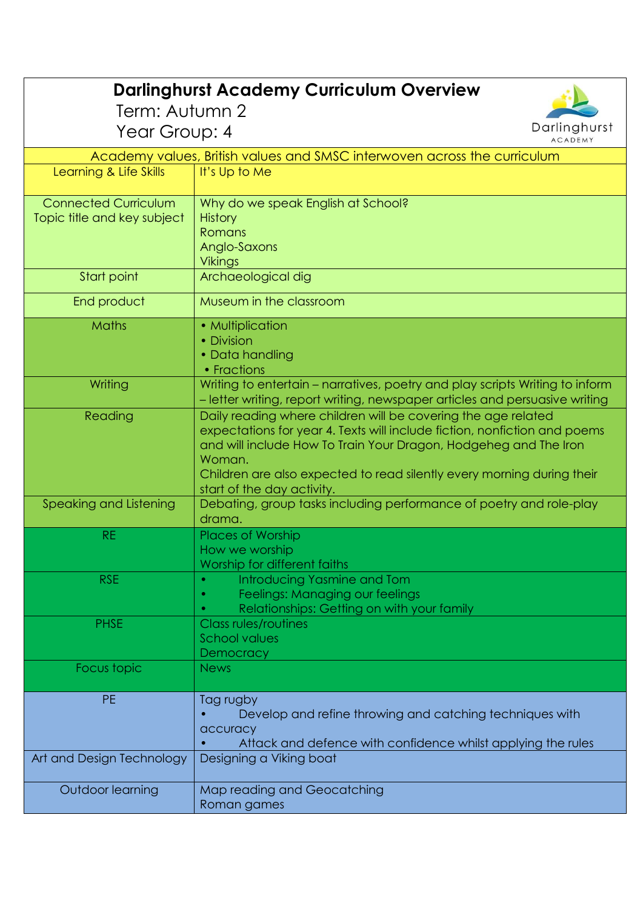# Darlinghurst Academy Curriculum Overview

Term: Autumn 2

Year Group: 4

| Academy values, British values and SMSC interwoven across the curriculum | |
|---|---|
| Learning & Life Skills | It's Up to Me |
| Connected Curriculum Topic title and key subject | Why do we speak English at School?<br>History<br>Romans<br>Anglo-Saxons<br>Vikings |
| Start point | Archaeological dig |
| End product | Museum in the classroom |
| Maths | • Multiplication<br>• Division<br>• Data handling<br>• Fractions |
| Writing | Writing to entertain – narratives, poetry and play scripts Writing to inform – letter writing, report writing, newspaper articles and persuasive writing |
| Reading | Daily reading where children will be covering the age related expectations for year 4. Texts will include fiction, nonfiction and poems and will include How To Train Your Dragon, Hodgeheg and The Iron Woman.<br>Children are also expected to read silently every morning during their start of the day activity. |
| Speaking and Listening | Debating, group tasks including performance of poetry and role-play drama. |
| RE | Places of Worship<br>How we worship<br>Worship for different faiths |
| RSE | • Introducing Yasmine and Tom<br>• Feelings: Managing our feelings<br>• Relationships: Getting on with your family |
| PHSE | Class rules/routines<br>School values<br>Democracy |
| Focus topic | News |
| PE | Tag rugby<br>• Develop and refine throwing and catching techniques with accuracy<br>• Attack and defence with confidence whilst applying the rules |
| Art and Design Technology | Designing a Viking boat |
| Outdoor learning | Map reading and Geocatching<br>Roman games |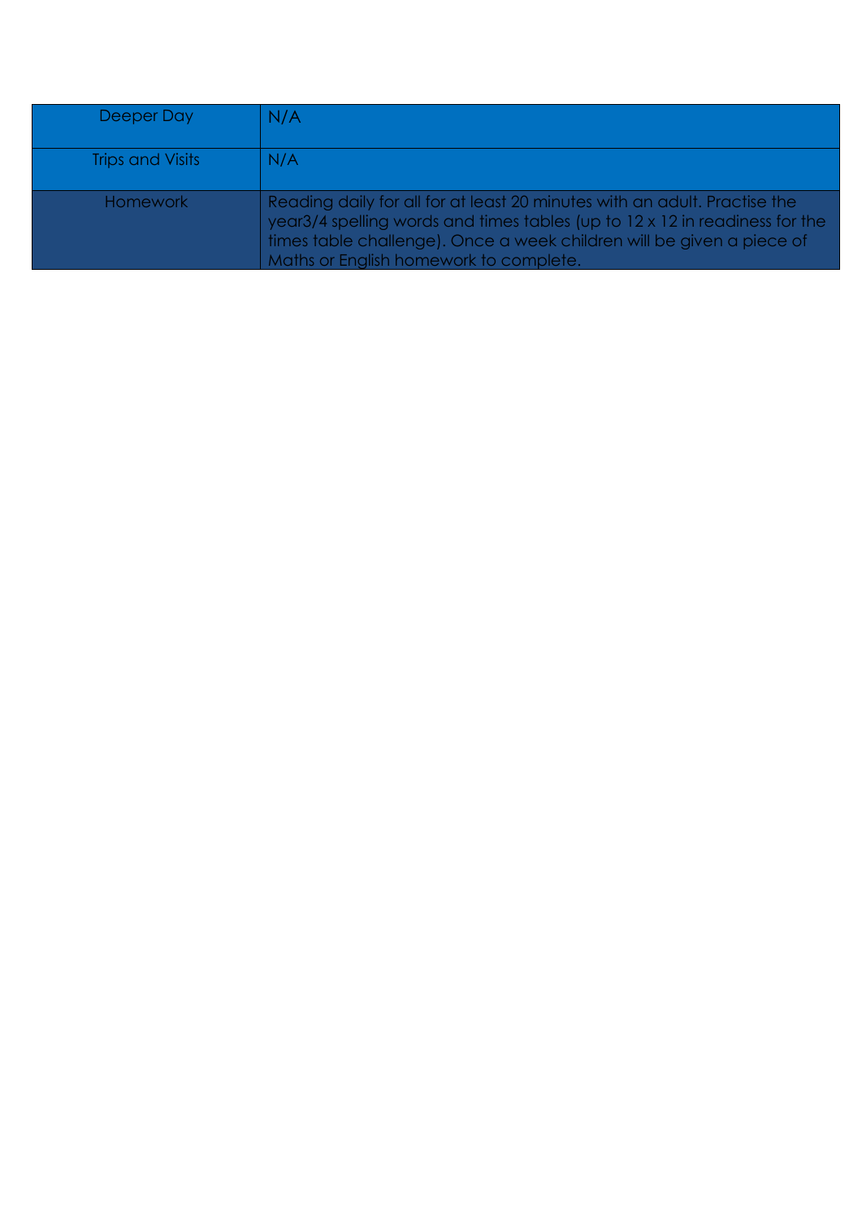| | |
|---|---|
| Deeper Day | N/A |
| Trips and Visits | N/A |
| Homework | Reading daily for all for at least 20 minutes with an adult. Practise the year3/4 spelling words and times tables (up to 12 x 12 in readiness for the times table challenge). Once a week children will be given a piece of Maths or English homework to complete. |